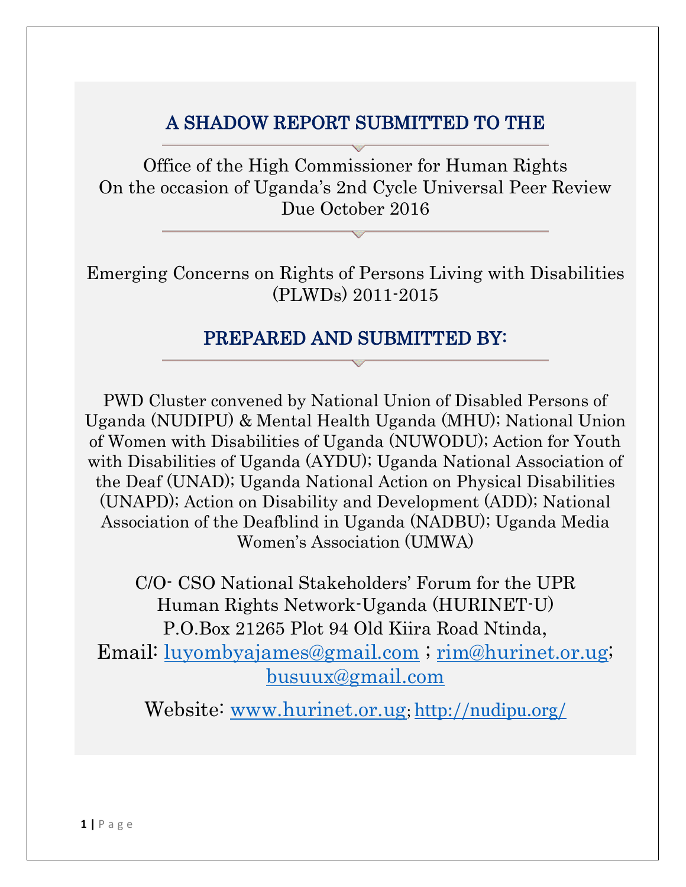# A SHADOW REPORT SUBMITTED TO THE

Office of the High Commissioner for Human Rights
On the occasion of Uganda's 2nd Cycle Universal Peer Review
Due October 2016

Emerging Concerns on Rights of Persons Living with Disabilities (PLWDs) 2011-2015

## PREPARED AND SUBMITTED BY:

PWD Cluster convened by National Union of Disabled Persons of Uganda (NUDIPU) & Mental Health Uganda (MHU); National Union of Women with Disabilities of Uganda (NUWODU); Action for Youth with Disabilities of Uganda (AYDU); Uganda National Association of the Deaf (UNAD); Uganda National Action on Physical Disabilities (UNAPD); Action on Disability and Development (ADD); National Association of the Deafblind in Uganda (NADBU); Uganda Media Women's Association (UMWA)

C/O- CSO National Stakeholders' Forum for the UPR
Human Rights Network-Uganda (HURINET-U)
P.O.Box 21265 Plot 94 Old Kiira Road Ntinda,
Email: luyombyajames@gmail.com ; rim@hurinet.or.ug; busuux@gmail.com

Website: www.hurinet.or.ug; http://nudipu.org/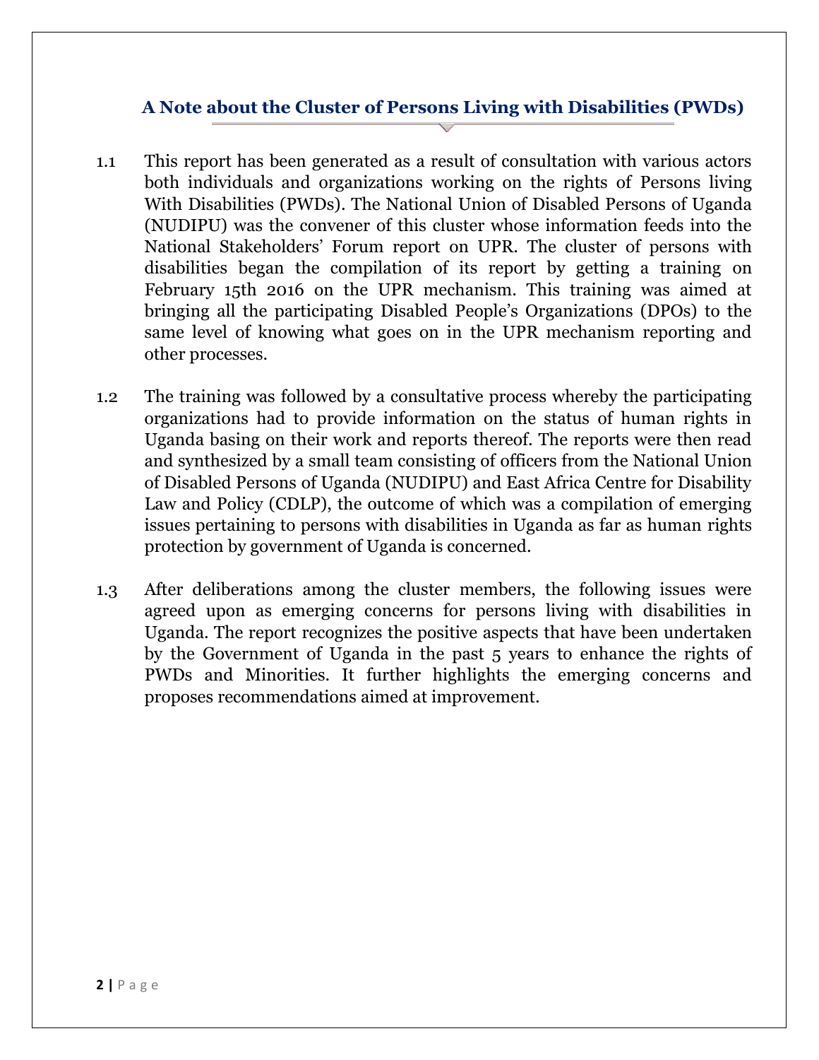## A Note about the Cluster of Persons Living with Disabilities (PWDs)

1.1 This report has been generated as a result of consultation with various actors both individuals and organizations working on the rights of Persons living With Disabilities (PWDs). The National Union of Disabled Persons of Uganda (NUDIPU) was the convener of this cluster whose information feeds into the National Stakeholders' Forum report on UPR. The cluster of persons with disabilities began the compilation of its report by getting a training on February 15th 2016 on the UPR mechanism. This training was aimed at bringing all the participating Disabled People's Organizations (DPOs) to the same level of knowing what goes on in the UPR mechanism reporting and other processes.

1.2 The training was followed by a consultative process whereby the participating organizations had to provide information on the status of human rights in Uganda basing on their work and reports thereof. The reports were then read and synthesized by a small team consisting of officers from the National Union of Disabled Persons of Uganda (NUDIPU) and East Africa Centre for Disability Law and Policy (CDLP), the outcome of which was a compilation of emerging issues pertaining to persons with disabilities in Uganda as far as human rights protection by government of Uganda is concerned.

1.3 After deliberations among the cluster members, the following issues were agreed upon as emerging concerns for persons living with disabilities in Uganda. The report recognizes the positive aspects that have been undertaken by the Government of Uganda in the past 5 years to enhance the rights of PWDs and Minorities. It further highlights the emerging concerns and proposes recommendations aimed at improvement.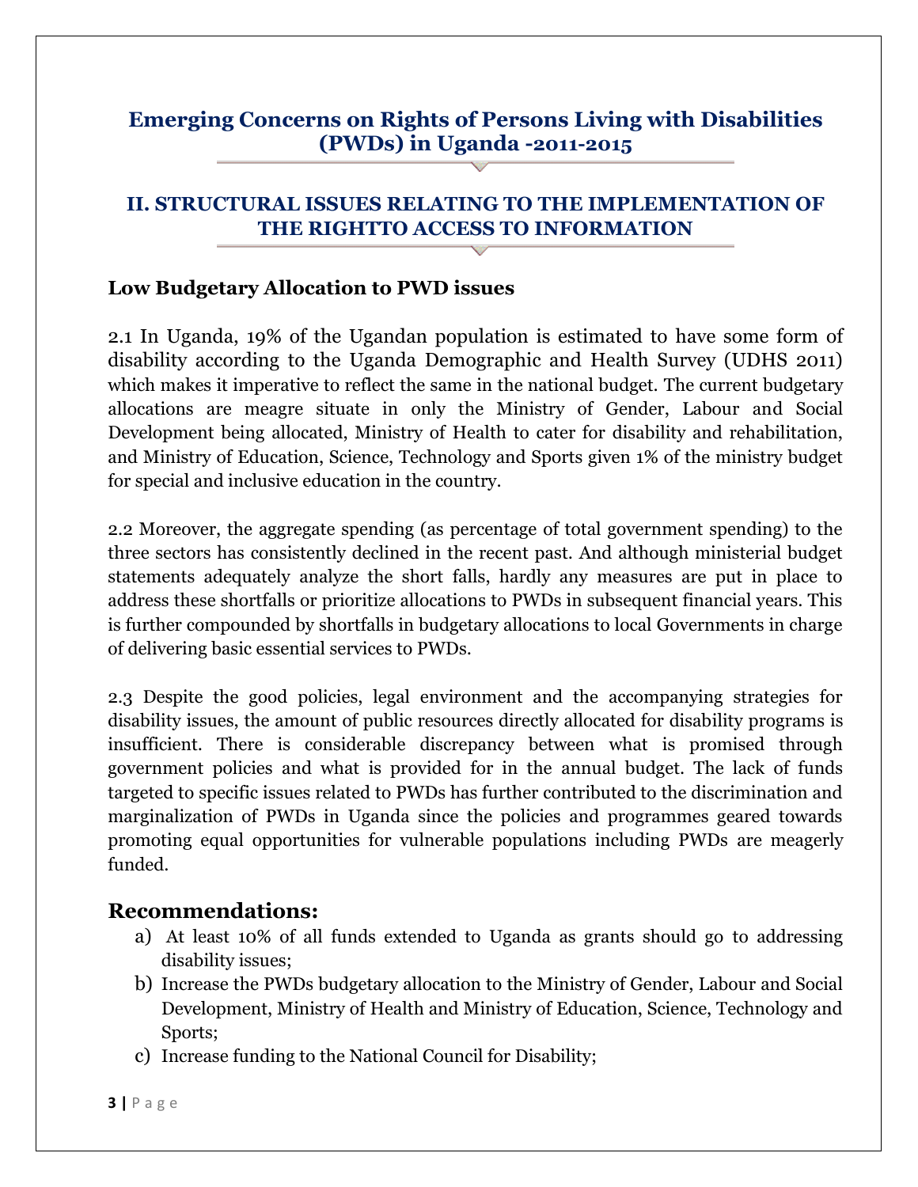## Emerging Concerns on Rights of Persons Living with Disabilities (PWDs) in Uganda -2011-2015

## II. STRUCTURAL ISSUES RELATING TO THE IMPLEMENTATION OF THE RIGHTTO ACCESS TO INFORMATION

### Low Budgetary Allocation to PWD issues

2.1 In Uganda, 19% of the Ugandan population is estimated to have some form of disability according to the Uganda Demographic and Health Survey (UDHS 2011) which makes it imperative to reflect the same in the national budget. The current budgetary allocations are meagre situate in only the Ministry of Gender, Labour and Social Development being allocated, Ministry of Health to cater for disability and rehabilitation, and Ministry of Education, Science, Technology and Sports given 1% of the ministry budget for special and inclusive education in the country.

2.2 Moreover, the aggregate spending (as percentage of total government spending) to the three sectors has consistently declined in the recent past. And although ministerial budget statements adequately analyze the short falls, hardly any measures are put in place to address these shortfalls or prioritize allocations to PWDs in subsequent financial years. This is further compounded by shortfalls in budgetary allocations to local Governments in charge of delivering basic essential services to PWDs.

2.3 Despite the good policies, legal environment and the accompanying strategies for disability issues, the amount of public resources directly allocated for disability programs is insufficient. There is considerable discrepancy between what is promised through government policies and what is provided for in the annual budget. The lack of funds targeted to specific issues related to PWDs has further contributed to the discrimination and marginalization of PWDs in Uganda since the policies and programmes geared towards promoting equal opportunities for vulnerable populations including PWDs are meagerly funded.

### Recommendations:

a) At least 10% of all funds extended to Uganda as grants should go to addressing disability issues;

b) Increase the PWDs budgetary allocation to the Ministry of Gender, Labour and Social Development, Ministry of Health and Ministry of Education, Science, Technology and Sports;

c) Increase funding to the National Council for Disability;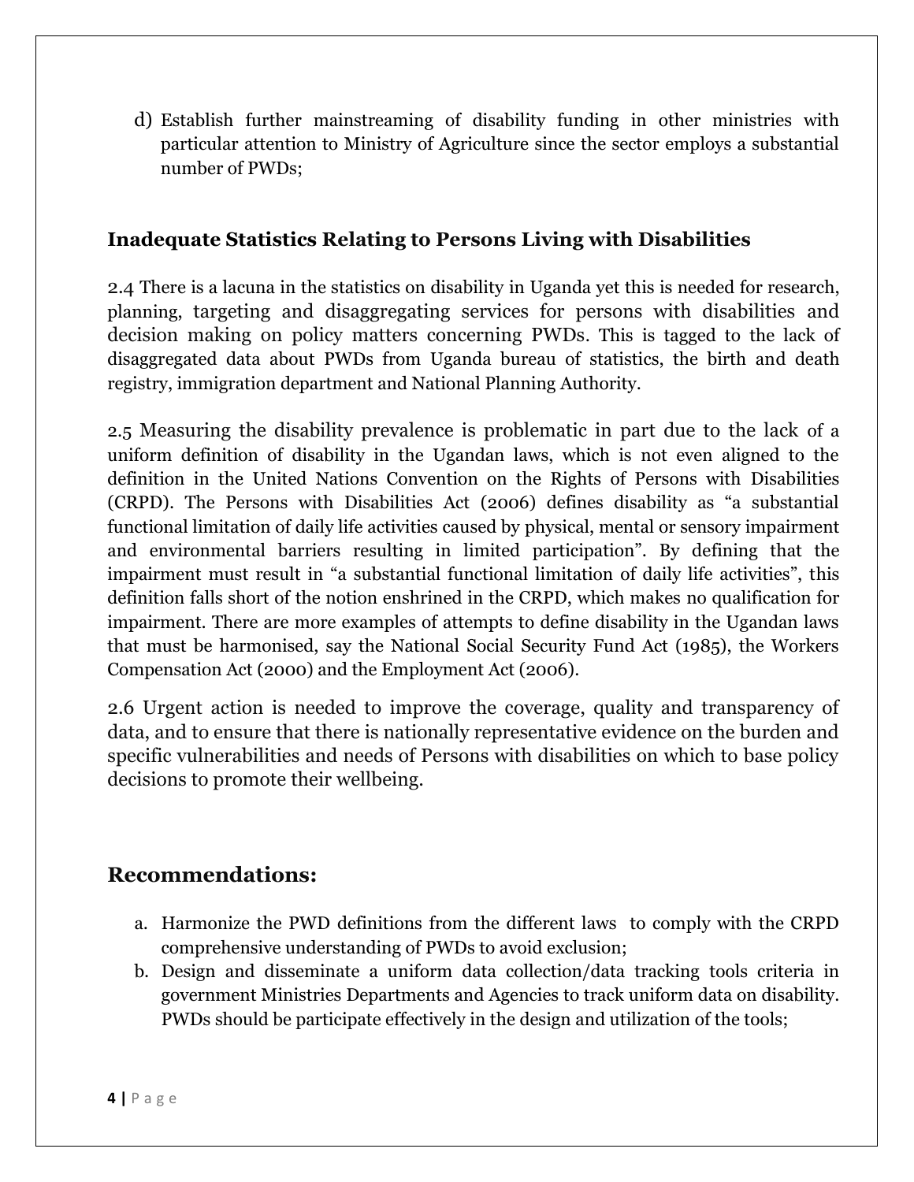d) Establish further mainstreaming of disability funding in other ministries with particular attention to Ministry of Agriculture since the sector employs a substantial number of PWDs;

### Inadequate Statistics Relating to Persons Living with Disabilities

2.4 There is a lacuna in the statistics on disability in Uganda yet this is needed for research, planning, targeting and disaggregating services for persons with disabilities and decision making on policy matters concerning PWDs. This is tagged to the lack of disaggregated data about PWDs from Uganda bureau of statistics, the birth and death registry, immigration department and National Planning Authority.

2.5 Measuring the disability prevalence is problematic in part due to the lack of a uniform definition of disability in the Ugandan laws, which is not even aligned to the definition in the United Nations Convention on the Rights of Persons with Disabilities (CRPD). The Persons with Disabilities Act (2006) defines disability as "a substantial functional limitation of daily life activities caused by physical, mental or sensory impairment and environmental barriers resulting in limited participation". By defining that the impairment must result in "a substantial functional limitation of daily life activities", this definition falls short of the notion enshrined in the CRPD, which makes no qualification for impairment. There are more examples of attempts to define disability in the Ugandan laws that must be harmonised, say the National Social Security Fund Act (1985), the Workers Compensation Act (2000) and the Employment Act (2006).

2.6 Urgent action is needed to improve the coverage, quality and transparency of data, and to ensure that there is nationally representative evidence on the burden and specific vulnerabilities and needs of Persons with disabilities on which to base policy decisions to promote their wellbeing.

## Recommendations:

a. Harmonize the PWD definitions from the different laws to comply with the CRPD comprehensive understanding of PWDs to avoid exclusion;
b. Design and disseminate a uniform data collection/data tracking tools criteria in government Ministries Departments and Agencies to track uniform data on disability. PWDs should be participate effectively in the design and utilization of the tools;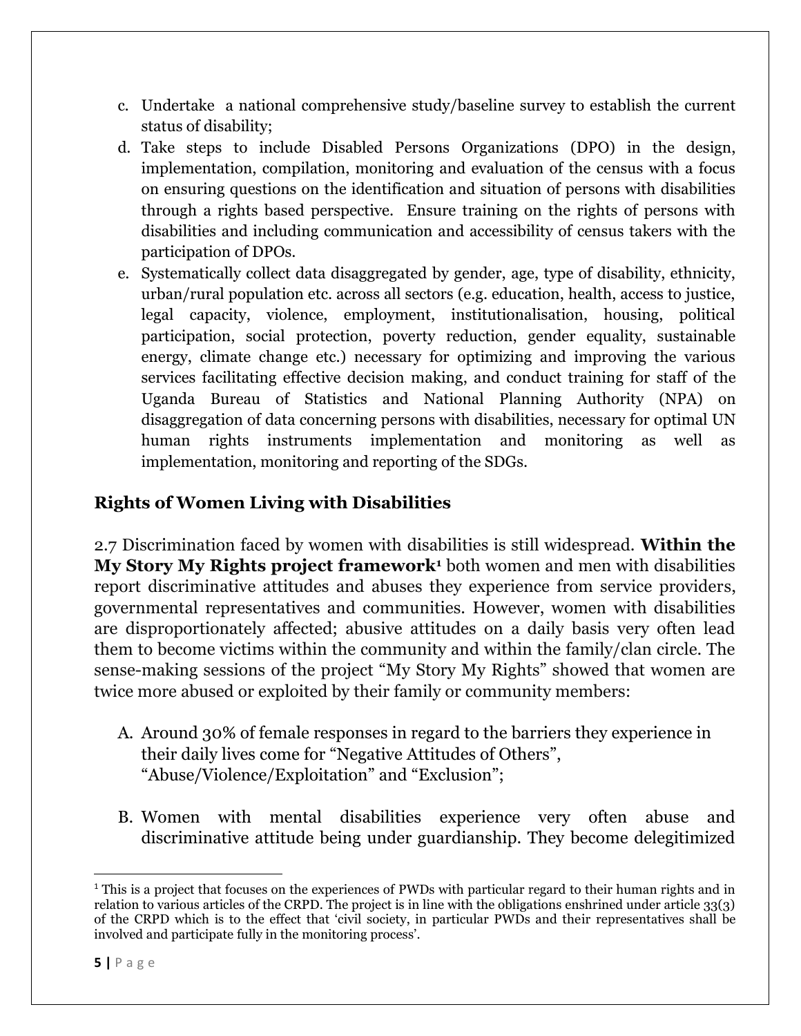c. Undertake a national comprehensive study/baseline survey to establish the current status of disability;

d. Take steps to include Disabled Persons Organizations (DPO) in the design, implementation, compilation, monitoring and evaluation of the census with a focus on ensuring questions on the identification and situation of persons with disabilities through a rights based perspective. Ensure training on the rights of persons with disabilities and including communication and accessibility of census takers with the participation of DPOs.

e. Systematically collect data disaggregated by gender, age, type of disability, ethnicity, urban/rural population etc. across all sectors (e.g. education, health, access to justice, legal capacity, violence, employment, institutionalisation, housing, political participation, social protection, poverty reduction, gender equality, sustainable energy, climate change etc.) necessary for optimizing and improving the various services facilitating effective decision making, and conduct training for staff of the Uganda Bureau of Statistics and National Planning Authority (NPA) on disaggregation of data concerning persons with disabilities, necessary for optimal UN human rights instruments implementation and monitoring as well as implementation, monitoring and reporting of the SDGs.

## Rights of Women Living with Disabilities

2.7 Discrimination faced by women with disabilities is still widespread. **Within the My Story My Rights project framework**[1] both women and men with disabilities report discriminative attitudes and abuses they experience from service providers, governmental representatives and communities. However, women with disabilities are disproportionately affected; abusive attitudes on a daily basis very often lead them to become victims within the community and within the family/clan circle. The sense-making sessions of the project "My Story My Rights" showed that women are twice more abused or exploited by their family or community members:

A. Around 30% of female responses in regard to the barriers they experience in their daily lives come for "Negative Attitudes of Others", "Abuse/Violence/Exploitation" and "Exclusion";

B. Women with mental disabilities experience very often abuse and discriminative attitude being under guardianship. They become delegitimized

[1] This is a project that focuses on the experiences of PWDs with particular regard to their human rights and in relation to various articles of the CRPD. The project is in line with the obligations enshrined under article 33(3) of the CRPD which is to the effect that 'civil society, in particular PWDs and their representatives shall be involved and participate fully in the monitoring process'.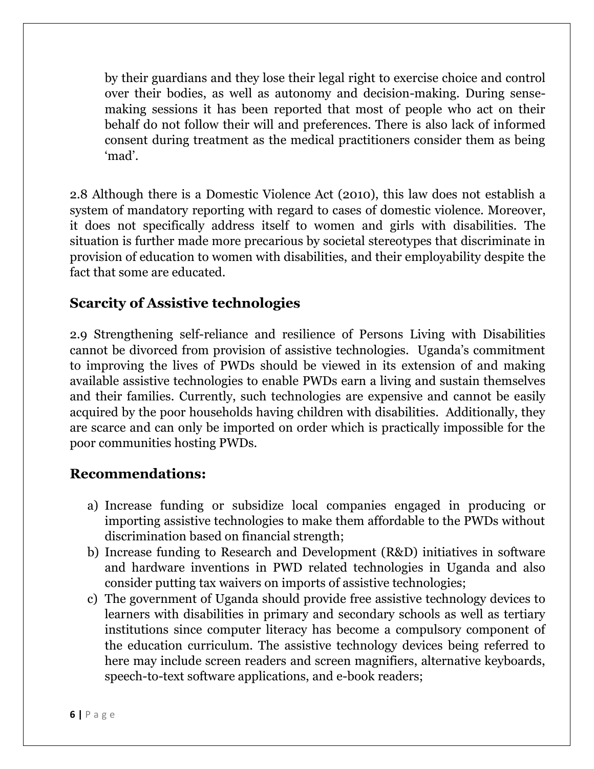by their guardians and they lose their legal right to exercise choice and control over their bodies, as well as autonomy and decision-making. During sense-making sessions it has been reported that most of people who act on their behalf do not follow their will and preferences. There is also lack of informed consent during treatment as the medical practitioners consider them as being 'mad'.

2.8 Although there is a Domestic Violence Act (2010), this law does not establish a system of mandatory reporting with regard to cases of domestic violence. Moreover, it does not specifically address itself to women and girls with disabilities. The situation is further made more precarious by societal stereotypes that discriminate in provision of education to women with disabilities, and their employability despite the fact that some are educated.

## Scarcity of Assistive technologies

2.9 Strengthening self-reliance and resilience of Persons Living with Disabilities cannot be divorced from provision of assistive technologies. Uganda's commitment to improving the lives of PWDs should be viewed in its extension of and making available assistive technologies to enable PWDs earn a living and sustain themselves and their families. Currently, such technologies are expensive and cannot be easily acquired by the poor households having children with disabilities. Additionally, they are scarce and can only be imported on order which is practically impossible for the poor communities hosting PWDs.

## Recommendations:

a) Increase funding or subsidize local companies engaged in producing or importing assistive technologies to make them affordable to the PWDs without discrimination based on financial strength;
b) Increase funding to Research and Development (R&D) initiatives in software and hardware inventions in PWD related technologies in Uganda and also consider putting tax waivers on imports of assistive technologies;
c) The government of Uganda should provide free assistive technology devices to learners with disabilities in primary and secondary schools as well as tertiary institutions since computer literacy has become a compulsory component of the education curriculum. The assistive technology devices being referred to here may include screen readers and screen magnifiers, alternative keyboards, speech-to-text software applications, and e-book readers;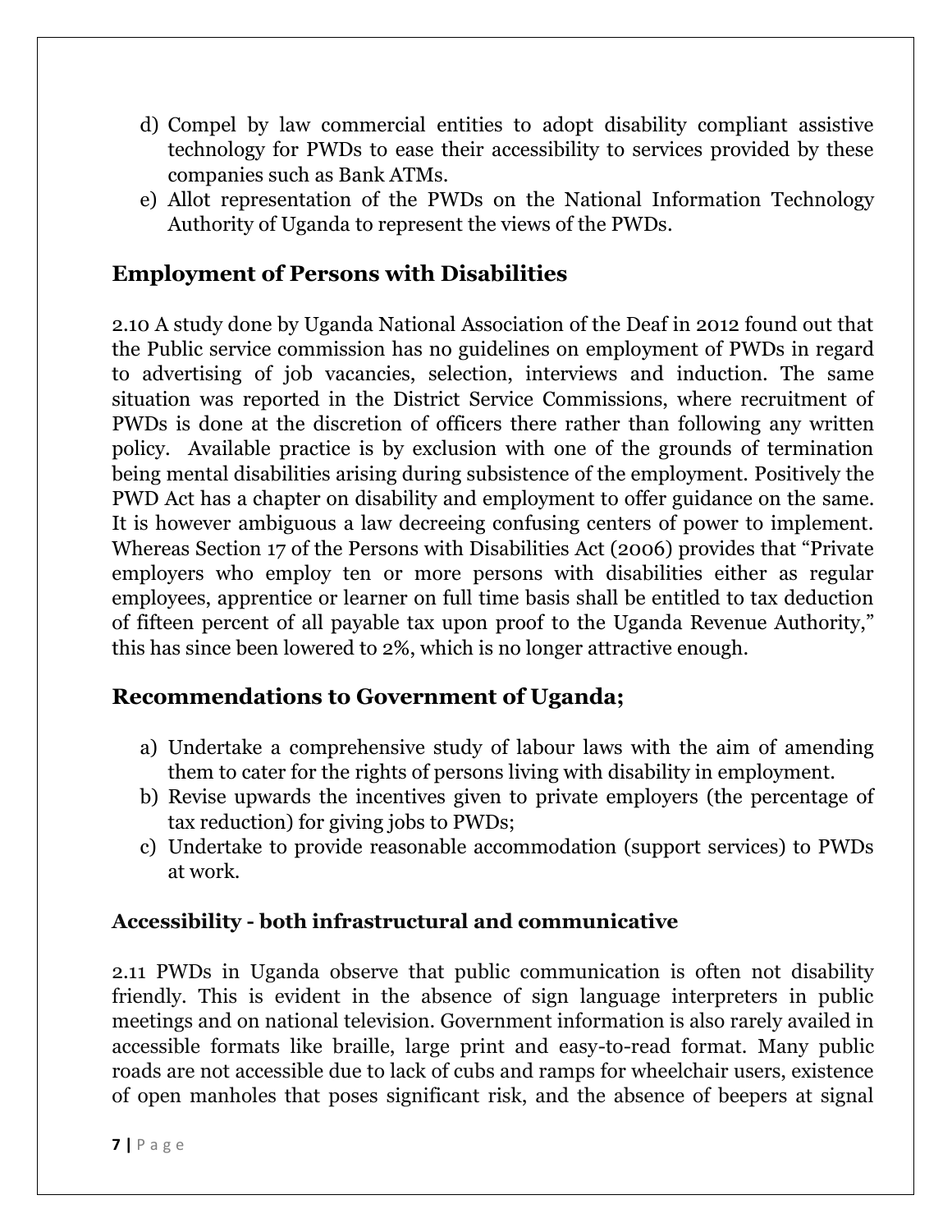d) Compel by law commercial entities to adopt disability compliant assistive technology for PWDs to ease their accessibility to services provided by these companies such as Bank ATMs.
e) Allot representation of the PWDs on the National Information Technology Authority of Uganda to represent the views of the PWDs.

## Employment of Persons with Disabilities

2.10 A study done by Uganda National Association of the Deaf in 2012 found out that the Public service commission has no guidelines on employment of PWDs in regard to advertising of job vacancies, selection, interviews and induction. The same situation was reported in the District Service Commissions, where recruitment of PWDs is done at the discretion of officers there rather than following any written policy. Available practice is by exclusion with one of the grounds of termination being mental disabilities arising during subsistence of the employment. Positively the PWD Act has a chapter on disability and employment to offer guidance on the same. It is however ambiguous a law decreeing confusing centers of power to implement. Whereas Section 17 of the Persons with Disabilities Act (2006) provides that "Private employers who employ ten or more persons with disabilities either as regular employees, apprentice or learner on full time basis shall be entitled to tax deduction of fifteen percent of all payable tax upon proof to the Uganda Revenue Authority," this has since been lowered to 2%, which is no longer attractive enough.

## Recommendations to Government of Uganda;

a) Undertake a comprehensive study of labour laws with the aim of amending them to cater for the rights of persons living with disability in employment.
b) Revise upwards the incentives given to private employers (the percentage of tax reduction) for giving jobs to PWDs;
c) Undertake to provide reasonable accommodation (support services) to PWDs at work.

### Accessibility - both infrastructural and communicative

2.11 PWDs in Uganda observe that public communication is often not disability friendly. This is evident in the absence of sign language interpreters in public meetings and on national television. Government information is also rarely availed in accessible formats like braille, large print and easy-to-read format. Many public roads are not accessible due to lack of cubs and ramps for wheelchair users, existence of open manholes that poses significant risk, and the absence of beepers at signal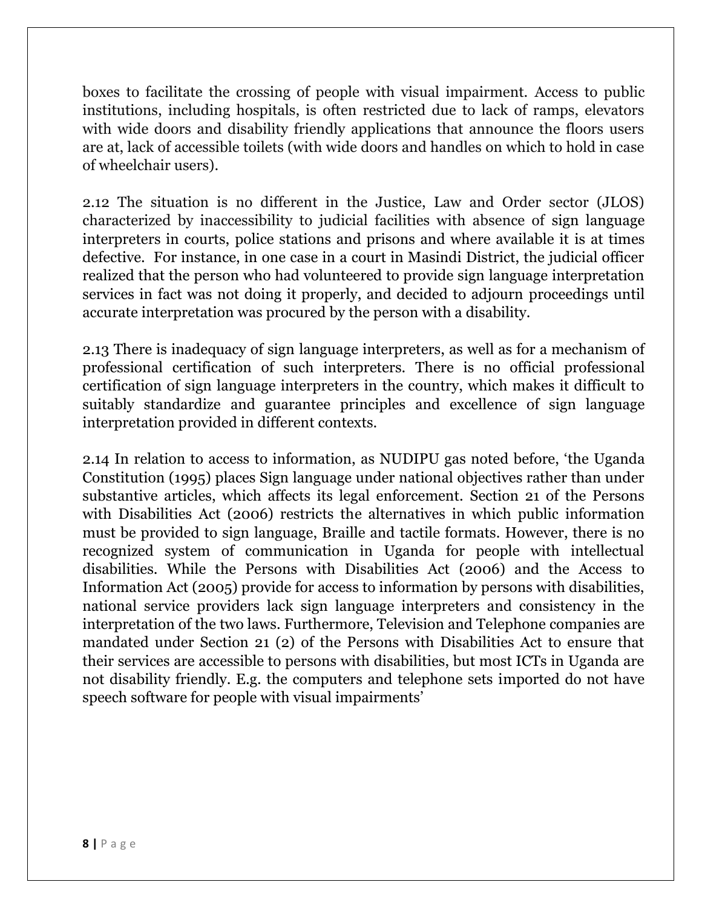boxes to facilitate the crossing of people with visual impairment. Access to public institutions, including hospitals, is often restricted due to lack of ramps, elevators with wide doors and disability friendly applications that announce the floors users are at, lack of accessible toilets (with wide doors and handles on which to hold in case of wheelchair users).

2.12 The situation is no different in the Justice, Law and Order sector (JLOS) characterized by inaccessibility to judicial facilities with absence of sign language interpreters in courts, police stations and prisons and where available it is at times defective. For instance, in one case in a court in Masindi District, the judicial officer realized that the person who had volunteered to provide sign language interpretation services in fact was not doing it properly, and decided to adjourn proceedings until accurate interpretation was procured by the person with a disability.

2.13 There is inadequacy of sign language interpreters, as well as for a mechanism of professional certification of such interpreters. There is no official professional certification of sign language interpreters in the country, which makes it difficult to suitably standardize and guarantee principles and excellence of sign language interpretation provided in different contexts.

2.14 In relation to access to information, as NUDIPU gas noted before, 'the Uganda Constitution (1995) places Sign language under national objectives rather than under substantive articles, which affects its legal enforcement. Section 21 of the Persons with Disabilities Act (2006) restricts the alternatives in which public information must be provided to sign language, Braille and tactile formats. However, there is no recognized system of communication in Uganda for people with intellectual disabilities. While the Persons with Disabilities Act (2006) and the Access to Information Act (2005) provide for access to information by persons with disabilities, national service providers lack sign language interpreters and consistency in the interpretation of the two laws. Furthermore, Television and Telephone companies are mandated under Section 21 (2) of the Persons with Disabilities Act to ensure that their services are accessible to persons with disabilities, but most ICTs in Uganda are not disability friendly. E.g. the computers and telephone sets imported do not have speech software for people with visual impairments'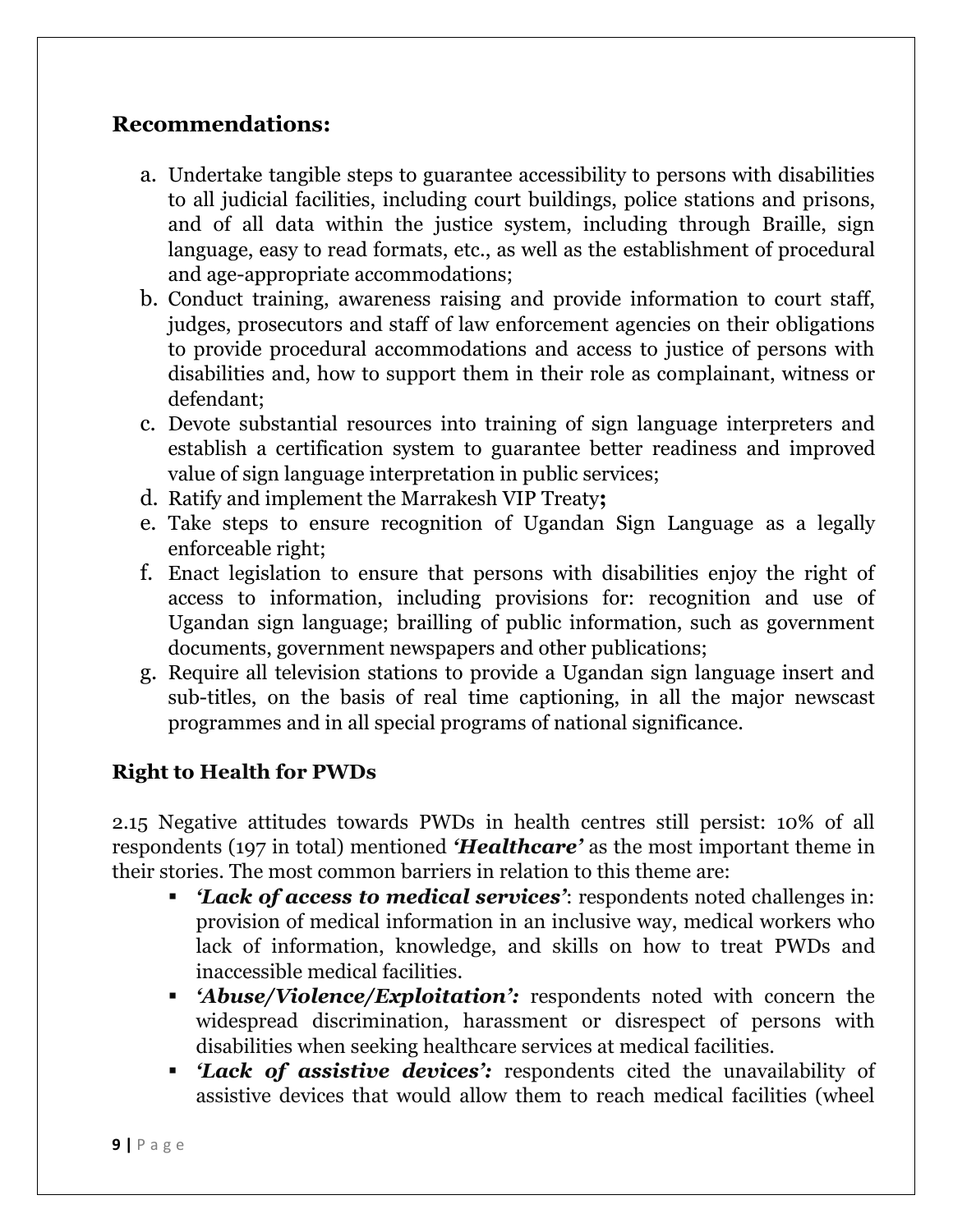## Recommendations:

a. Undertake tangible steps to guarantee accessibility to persons with disabilities to all judicial facilities, including court buildings, police stations and prisons, and of all data within the justice system, including through Braille, sign language, easy to read formats, etc., as well as the establishment of procedural and age-appropriate accommodations;
b. Conduct training, awareness raising and provide information to court staff, judges, prosecutors and staff of law enforcement agencies on their obligations to provide procedural accommodations and access to justice of persons with disabilities and, how to support them in their role as complainant, witness or defendant;
c. Devote substantial resources into training of sign language interpreters and establish a certification system to guarantee better readiness and improved value of sign language interpretation in public services;
d. Ratify and implement the Marrakesh VIP Treaty**;**
e. Take steps to ensure recognition of Ugandan Sign Language as a legally enforceable right;
f. Enact legislation to ensure that persons with disabilities enjoy the right of access to information, including provisions for: recognition and use of Ugandan sign language; braille of public information, such as government documents, government newspapers and other publications;
g. Require all television stations to provide a Ugandan sign language insert and sub-titles, on the basis of real time captioning, in all the major newscast programmes and in all special programs of national significance.

## Right to Health for PWDs

2.15 Negative attitudes towards PWDs in health centres still persist: 10% of all respondents (197 in total) mentioned ***'Healthcare'*** as the most important theme in their stories. The most common barriers in relation to this theme are:

- ***'Lack of access to medical services'***: respondents noted challenges in: provision of medical information in an inclusive way, medical workers who lack of information, knowledge, and skills on how to treat PWDs and inaccessible medical facilities.
- ***'Abuse/Violence/Exploitation':*** respondents noted with concern the widespread discrimination, harassment or disrespect of persons with disabilities when seeking healthcare services at medical facilities.
- ***'Lack of assistive devices':*** respondents cited the unavailability of assistive devices that would allow them to reach medical facilities (wheel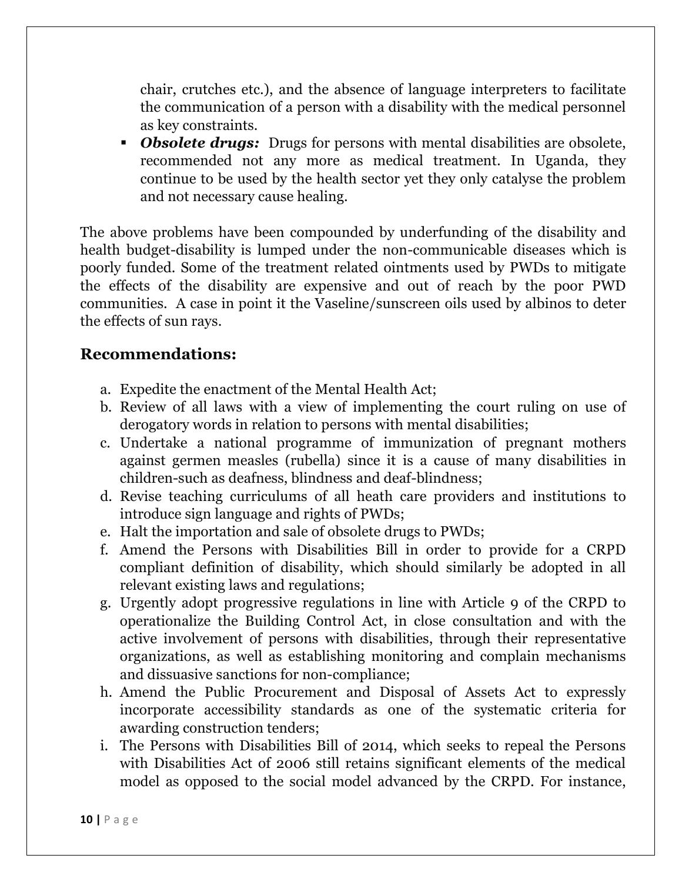chair, crutches etc.), and the absence of language interpreters to facilitate the communication of a person with a disability with the medical personnel as key constraints.

- ***Obsolete drugs:*** Drugs for persons with mental disabilities are obsolete, recommended not any more as medical treatment. In Uganda, they continue to be used by the health sector yet they only catalyse the problem and not necessary cause healing.

The above problems have been compounded by underfunding of the disability and health budget-disability is lumped under the non-communicable diseases which is poorly funded. Some of the treatment related ointments used by PWDs to mitigate the effects of the disability are expensive and out of reach by the poor PWD communities. A case in point it the Vaseline/sunscreen oils used by albinos to deter the effects of sun rays.

## Recommendations:

a. Expedite the enactment of the Mental Health Act;
b. Review of all laws with a view of implementing the court ruling on use of derogatory words in relation to persons with mental disabilities;
c. Undertake a national programme of immunization of pregnant mothers against germen measles (rubella) since it is a cause of many disabilities in children-such as deafness, blindness and deaf-blindness;
d. Revise teaching curriculums of all heath care providers and institutions to introduce sign language and rights of PWDs;
e. Halt the importation and sale of obsolete drugs to PWDs;
f. Amend the Persons with Disabilities Bill in order to provide for a CRPD compliant definition of disability, which should similarly be adopted in all relevant existing laws and regulations;
g. Urgently adopt progressive regulations in line with Article 9 of the CRPD to operationalize the Building Control Act, in close consultation and with the active involvement of persons with disabilities, through their representative organizations, as well as establishing monitoring and complain mechanisms and dissuasive sanctions for non-compliance;
h. Amend the Public Procurement and Disposal of Assets Act to expressly incorporate accessibility standards as one of the systematic criteria for awarding construction tenders;
i. The Persons with Disabilities Bill of 2014, which seeks to repeal the Persons with Disabilities Act of 2006 still retains significant elements of the medical model as opposed to the social model advanced by the CRPD. For instance,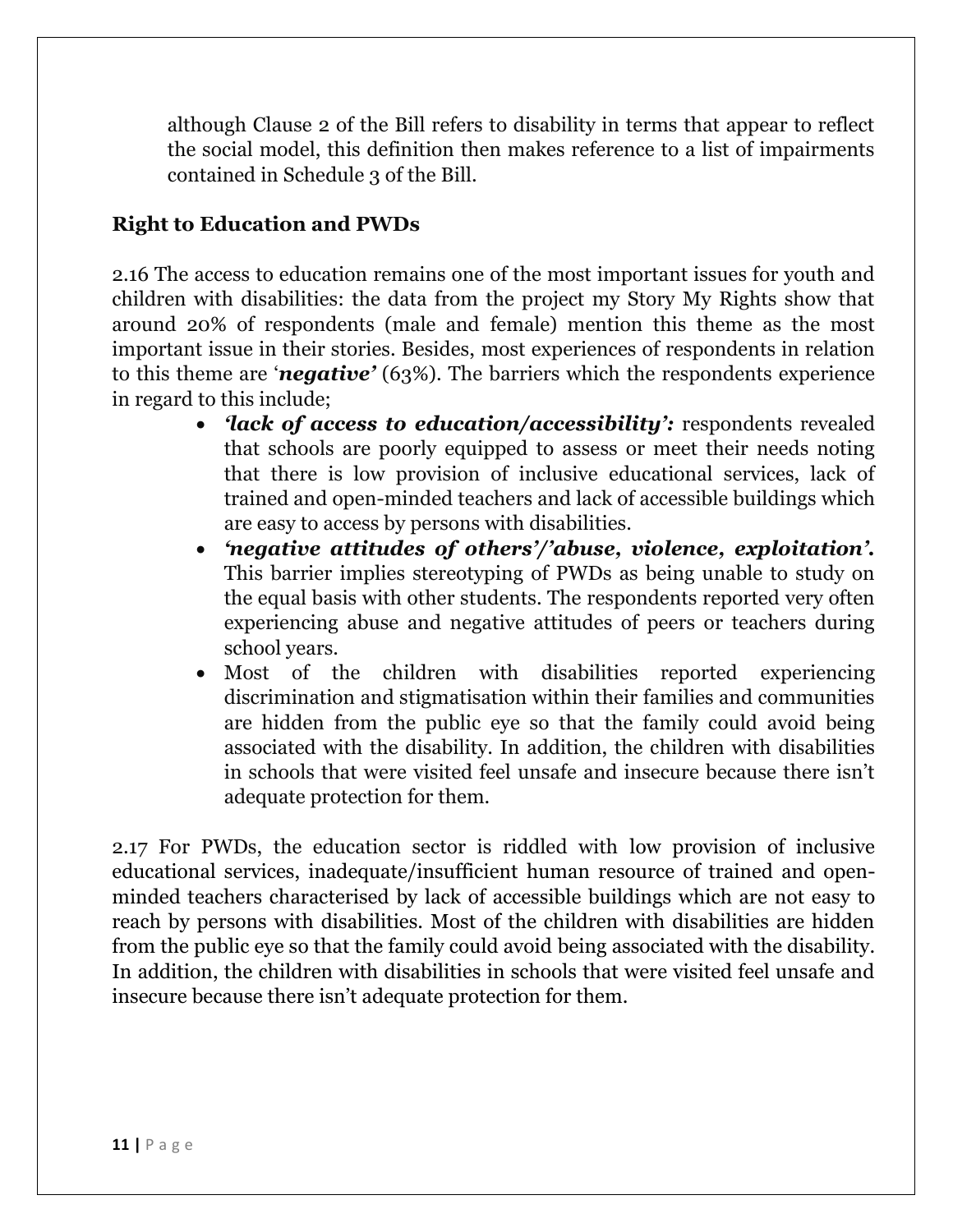although Clause 2 of the Bill refers to disability in terms that appear to reflect the social model, this definition then makes reference to a list of impairments contained in Schedule 3 of the Bill.

### Right to Education and PWDs

2.16 The access to education remains one of the most important issues for youth and children with disabilities: the data from the project my Story My Rights show that around 20% of respondents (male and female) mention this theme as the most important issue in their stories. Besides, most experiences of respondents in relation to this theme are '***negative***' (63%). The barriers which the respondents experience in regard to this include;

- ***'lack of access to education/accessibility':*** respondents revealed that schools are poorly equipped to assess or meet their needs noting that there is low provision of inclusive educational services, lack of trained and open-minded teachers and lack of accessible buildings which are easy to access by persons with disabilities.
- ***'negative attitudes of others'/'abuse, violence, exploitation'.*** This barrier implies stereotyping of PWDs as being unable to study on the equal basis with other students. The respondents reported very often experiencing abuse and negative attitudes of peers or teachers during school years.
- Most of the children with disabilities reported experiencing discrimination and stigmatisation within their families and communities are hidden from the public eye so that the family could avoid being associated with the disability. In addition, the children with disabilities in schools that were visited feel unsafe and insecure because there isn't adequate protection for them.

2.17 For PWDs, the education sector is riddled with low provision of inclusive educational services, inadequate/insufficient human resource of trained and open-minded teachers characterised by lack of accessible buildings which are not easy to reach by persons with disabilities. Most of the children with disabilities are hidden from the public eye so that the family could avoid being associated with the disability. In addition, the children with disabilities in schools that were visited feel unsafe and insecure because there isn't adequate protection for them.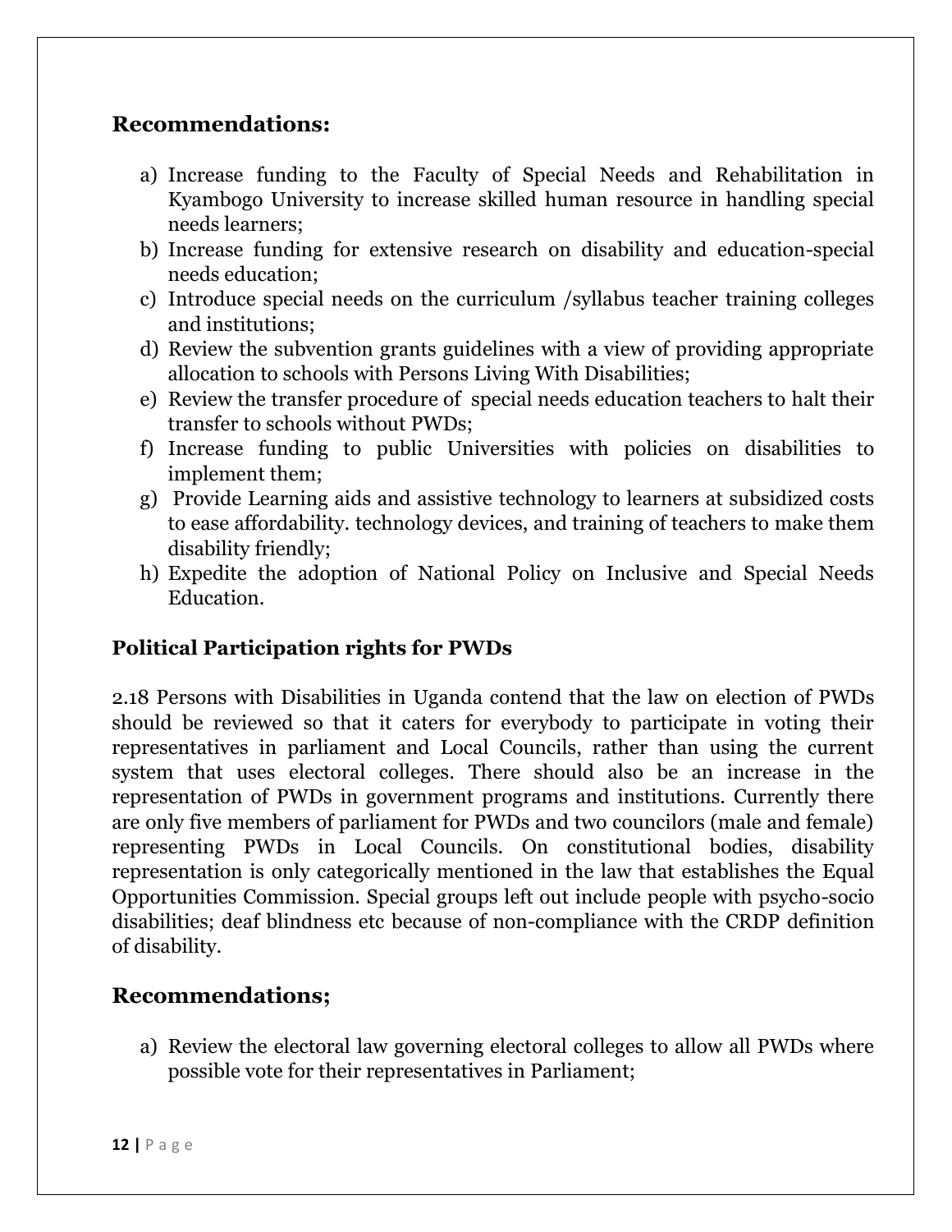## Recommendations:

a) Increase funding to the Faculty of Special Needs and Rehabilitation in Kyambogo University to increase skilled human resource in handling special needs learners;
b) Increase funding for extensive research on disability and education-special needs education;
c) Introduce special needs on the curriculum /syllabus teacher training colleges and institutions;
d) Review the subvention grants guidelines with a view of providing appropriate allocation to schools with Persons Living With Disabilities;
e) Review the transfer procedure of special needs education teachers to halt their transfer to schools without PWDs;
f) Increase funding to public Universities with policies on disabilities to implement them;
g) Provide Learning aids and assistive technology to learners at subsidized costs to ease affordability. technology devices, and training of teachers to make them disability friendly;
h) Expedite the adoption of National Policy on Inclusive and Special Needs Education.

### Political Participation rights for PWDs

2.18 Persons with Disabilities in Uganda contend that the law on election of PWDs should be reviewed so that it caters for everybody to participate in voting their representatives in parliament and Local Councils, rather than using the current system that uses electoral colleges. There should also be an increase in the representation of PWDs in government programs and institutions. Currently there are only five members of parliament for PWDs and two councilors (male and female) representing PWDs in Local Councils. On constitutional bodies, disability representation is only categorically mentioned in the law that establishes the Equal Opportunities Commission. Special groups left out include people with psycho-socio disabilities; deaf blindness etc because of non-compliance with the CRDP definition of disability.

## Recommendations;

a) Review the electoral law governing electoral colleges to allow all PWDs where possible vote for their representatives in Parliament;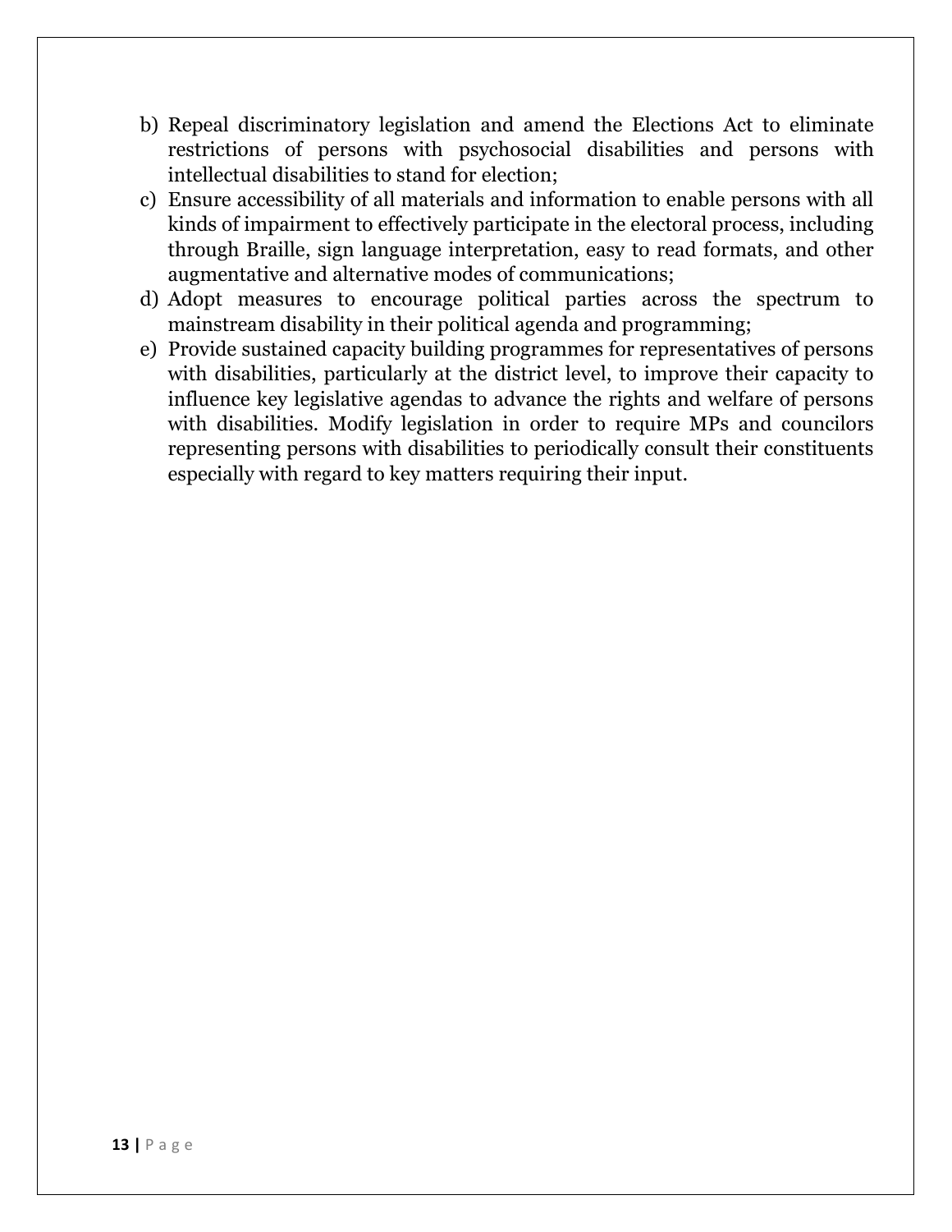b) Repeal discriminatory legislation and amend the Elections Act to eliminate restrictions of persons with psychosocial disabilities and persons with intellectual disabilities to stand for election;
c) Ensure accessibility of all materials and information to enable persons with all kinds of impairment to effectively participate in the electoral process, including through Braille, sign language interpretation, easy to read formats, and other augmentative and alternative modes of communications;
d) Adopt measures to encourage political parties across the spectrum to mainstream disability in their political agenda and programming;
e) Provide sustained capacity building programmes for representatives of persons with disabilities, particularly at the district level, to improve their capacity to influence key legislative agendas to advance the rights and welfare of persons with disabilities. Modify legislation in order to require MPs and councilors representing persons with disabilities to periodically consult their constituents especially with regard to key matters requiring their input.